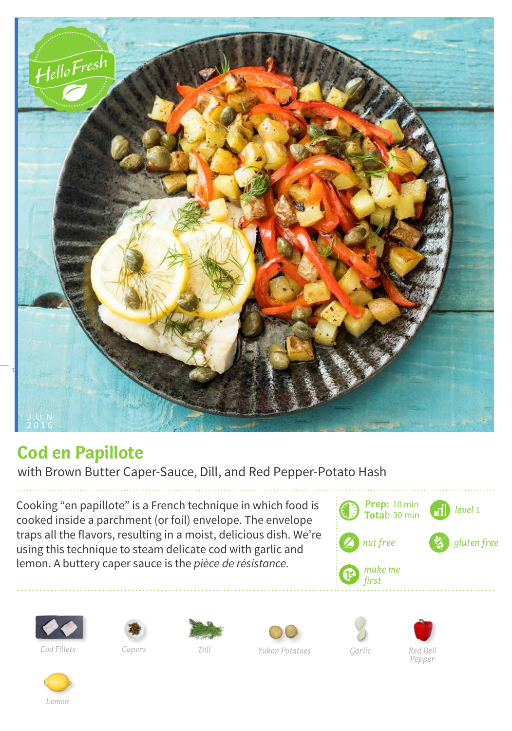# Cod en Papillote

with Brown Butter Caper-Sauce, Dill, and Red Pepper-Potato Hash

Cooking "en papillote" is a French technique in which food is cooked inside a parchment (or foil) envelope. The envelope traps all the flavors, resulting in a moist, delicious dish. We're using this technique to steam delicate cod with garlic and lemon. A buttery caper sauce is the *pièce de résistance.*

**Prep:** 10 min
**Total:** 30 min

*level* 1

*nut free*

*gluten free*

*make me first*

Cod Fillets

Capers

Dill

Yukon Potatoes

Garlic

Red Bell Pepper

Lemon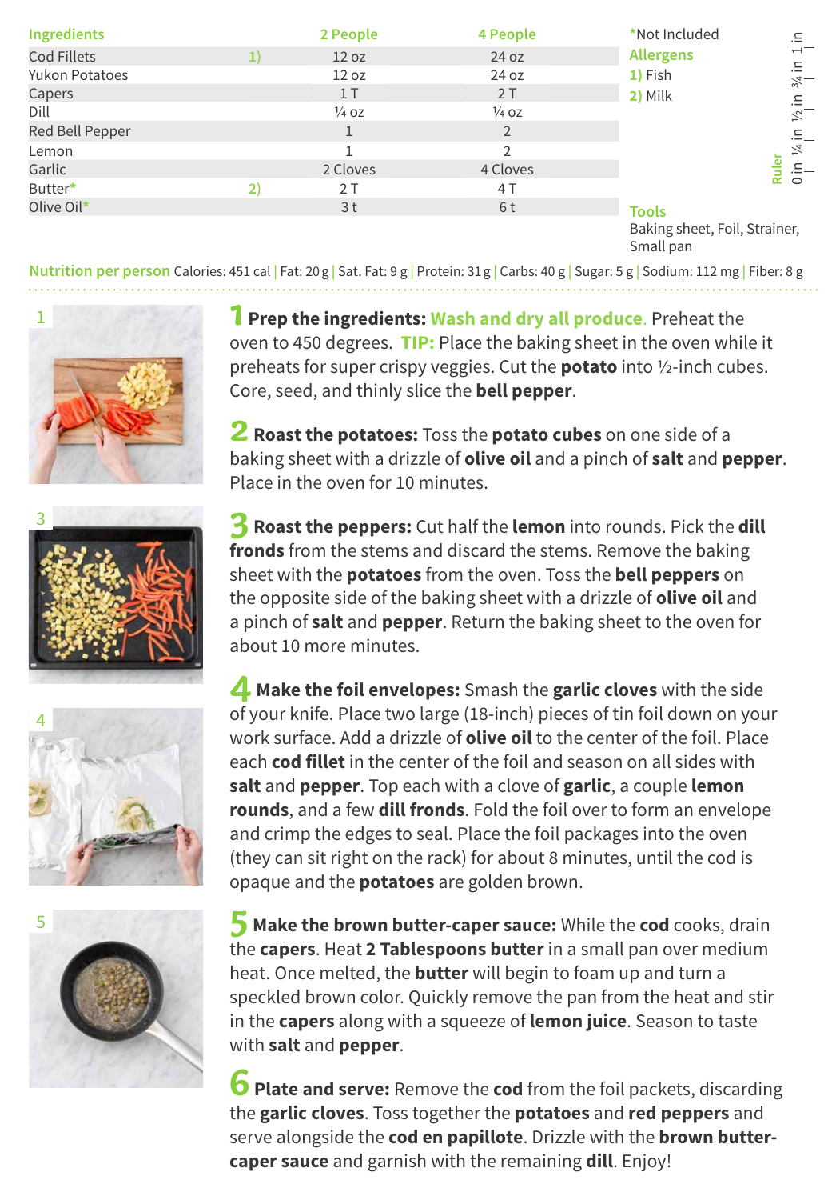| Ingredients | | 2 People | 4 People |
|---|---|---|---|
| Cod Fillets | 1) | 12 oz | 24 oz |
| Yukon Potatoes | | 12 oz | 24 oz |
| Capers | | 1 T | 2 T |
| Dill | | ¼ oz | ¼ oz |
| Red Bell Pepper | | 1 | 2 |
| Lemon | | 1 | 2 |
| Garlic | | 2 Cloves | 4 Cloves |
| Butter* | 2) | 2 T | 4 T |
| Olive Oil* | | 3 t | 6 t |

*Not Included

**Allergens**

1) Fish

2) Milk

**Ruler**

0 in ¼ in ½ in ¾ in 1 in

**Tools**

Baking sheet, Foil, Strainer, Small pan

**Nutrition per person** Calories: 451 cal | Fat: 20 g | Sat. Fat: 9 g | Protein: 31 g | Carbs: 40 g | Sugar: 5 g | Sodium: 112 mg | Fiber: 8 g

1

3

4

5

**1 Prep the ingredients:** **Wash and dry all produce**. Preheat the oven to 450 degrees. **TIP:** Place the baking sheet in the oven while it preheats for super crispy veggies. Cut the **potato** into ½-inch cubes. Core, seed, and thinly slice the **bell pepper**.

**2 Roast the potatoes:** Toss the **potato cubes** on one side of a baking sheet with a drizzle of **olive oil** and a pinch of **salt** and **pepper**. Place in the oven for 10 minutes.

**3 Roast the peppers:** Cut half the **lemon** into rounds. Pick the **dill fronds** from the stems and discard the stems. Remove the baking sheet with the **potatoes** from the oven. Toss the **bell peppers** on the opposite side of the baking sheet with a drizzle of **olive oil** and a pinch of **salt** and **pepper**. Return the baking sheet to the oven for about 10 more minutes.

**4 Make the foil envelopes:** Smash the **garlic cloves** with the side of your knife. Place two large (18-inch) pieces of tin foil down on your work surface. Add a drizzle of **olive oil** to the center of the foil. Place each **cod fillet** in the center of the foil and season on all sides with **salt** and **pepper**. Top each with a clove of **garlic**, a couple **lemon rounds**, and a few **dill fronds**. Fold the foil over to form an envelope and crimp the edges to seal. Place the foil packages into the oven (they can sit right on the rack) for about 8 minutes, until the cod is opaque and the **potatoes** are golden brown.

**5 Make the brown butter-caper sauce:** While the **cod** cooks, drain the **capers**. Heat **2 Tablespoons butter** in a small pan over medium heat. Once melted, the **butter** will begin to foam up and turn a speckled brown color. Quickly remove the pan from the heat and stir in the **capers** along with a squeeze of **lemon juice**. Season to taste with **salt** and **pepper**.

**6 Plate and serve:** Remove the **cod** from the foil packets, discarding the **garlic cloves**. Toss together the **potatoes** and **red peppers** and serve alongside the **cod en papillote**. Drizzle with the **brown butter-caper sauce** and garnish with the remaining **dill**. Enjoy!